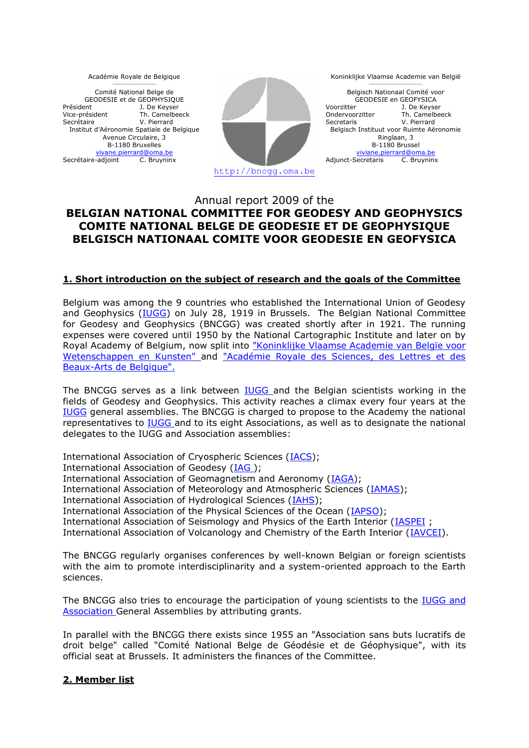Académie Royale de Belgique

Comité National Belge de GEODESIE et de GEOPHYSIQUE

| | |
|---|---|
| Président | J. De Keyser |
| Vice-président | Th. Camelbeeck |
| Secrétaire | V. Pierrard |

Institut d'Aéronomie Spatiale de Belgique
Avenue Circulaire, 3
B-1180 Bruxelles
vivane.pierrard@oma.be

| | |
|---|---|
| Secrétaire-adjoint | C. Bruyninx |

Koninklijke Vlaamse Academie van België

Belgisch Nationaal Comité voor GEODESIE en GEOFYSICA

| | |
|---|---|
| Voorzitter | J. De Keyser |
| Ondervoorzitter | Th. Camelbeeck |
| Secretaris | V. Pierrard |

Belgisch Instituut voor Ruimte Aëronomie
Ringlaan, 3
B-1180 Brussel
viviane.pierrard@oma.be

| | |
|---|---|
| Adjunct-Secretaris | C. Bruyninx |

http://bncgg.oma.be

# Annual report 2009 of the
# BELGIAN NATIONAL COMMITTEE FOR GEODESY AND GEOPHYSICS
# COMITE NATIONAL BELGE DE GEODESIE ET DE GEOPHYSIQUE
# BELGISCH NATIONAAL COMITE VOOR GEODESIE EN GEOFYSICA

## 1. Short introduction on the subject of research and the goals of the Committee

Belgium was among the 9 countries who established the International Union of Geodesy and Geophysics (IUGG) on July 28, 1919 in Brussels. The Belgian National Committee for Geodesy and Geophysics (BNCGG) was created shortly after in 1921. The running expenses were covered until 1950 by the National Cartographic Institute and later on by Royal Academy of Belgium, now split into "Koninklijke Vlaamse Academie van Belgïe voor Wetenschappen en Kunsten" and "Académie Royale des Sciences, des Lettres et des Beaux-Arts de Belgique".

The BNCGG serves as a link between IUGG and the Belgian scientists working in the fields of Geodesy and Geophysics. This activity reaches a climax every four years at the IUGG general assemblies. The BNCGG is charged to propose to the Academy the national representatives to IUGG and to its eight Associations, as well as to designate the national delegates to the IUGG and Association assemblies:

International Association of Cryospheric Sciences (IACS);
International Association of Geodesy (IAG );
International Association of Geomagnetism and Aeronomy (IAGA);
International Association of Meteorology and Atmospheric Sciences (IAMAS);
International Association of Hydrological Sciences (IAHS);
International Association of the Physical Sciences of the Ocean (IAPSO);
International Association of Seismology and Physics of the Earth Interior (IASPEI ;
International Association of Volcanology and Chemistry of the Earth Interior (IAVCEI).

The BNCGG regularly organises conferences by well-known Belgian or foreign scientists with the aim to promote interdisciplinarity and a system-oriented approach to the Earth sciences.

The BNCGG also tries to encourage the participation of young scientists to the IUGG and Association General Assemblies by attributing grants.

In parallel with the BNCGG there exists since 1955 an "Association sans buts lucratifs de droit belge" called "Comité National Belge de Géodésie et de Géophysique", with its official seat at Brussels. It administers the finances of the Committee.

## 2. Member list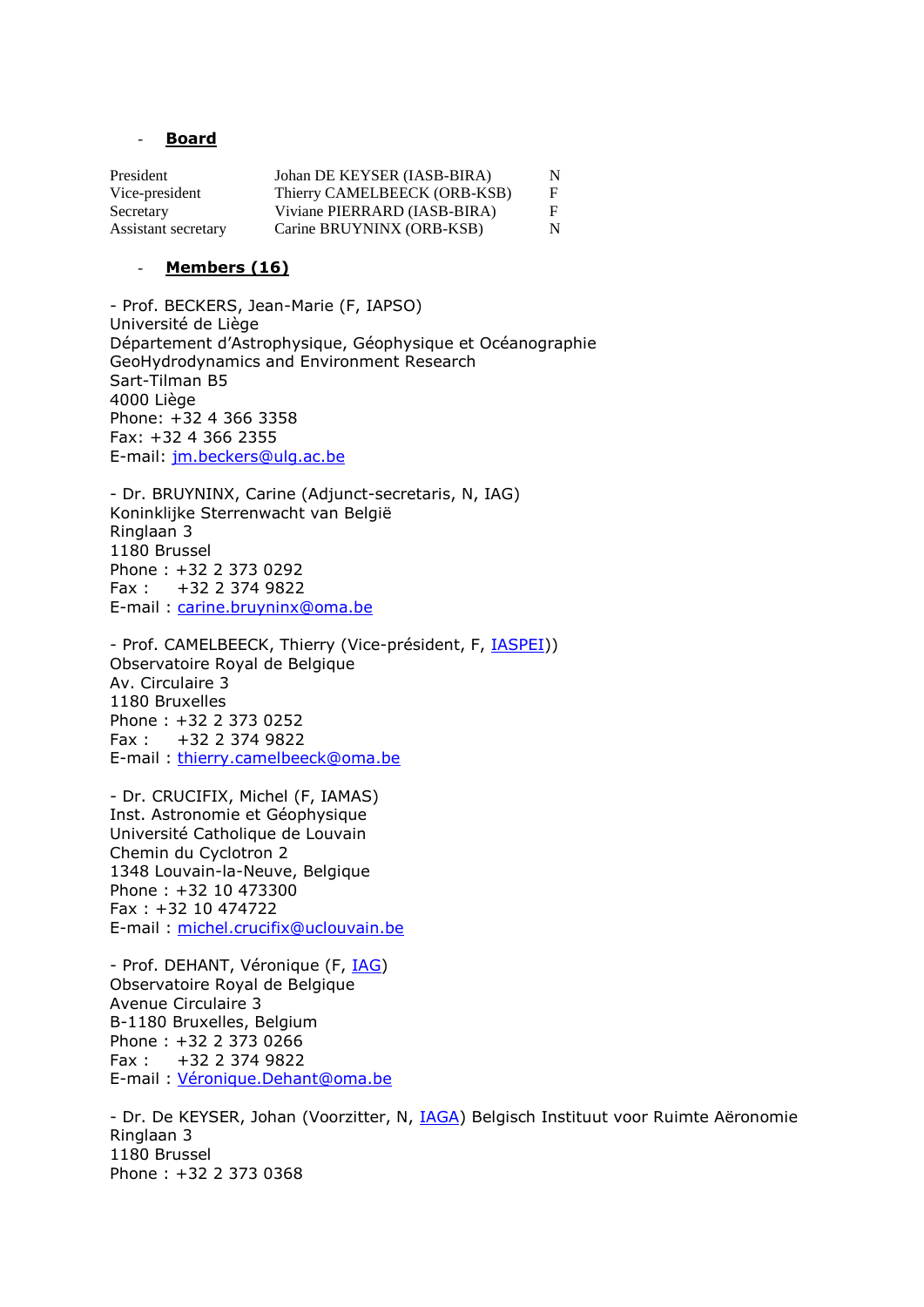- **Board**

| | | |
|---|---|---|
| President | Johan DE KEYSER (IASB-BIRA) | N |
| Vice-president | Thierry CAMELBEECK (ORB-KSB) | F |
| Secretary | Viviane PIERRARD (IASB-BIRA) | F |
| Assistant secretary | Carine BRUYNINX (ORB-KSB) | N |

- **Members (16)**

- Prof. BECKERS, Jean-Marie (F, IAPSO)
Université de Liège
Département d'Astrophysique, Géophysique et Océanographie
GeoHydrodynamics and Environment Research
Sart-Tilman B5
4000 Liège
Phone: +32 4 366 3358
Fax: +32 4 366 2355
E-mail: jm.beckers@ulg.ac.be

- Dr. BRUYNINX, Carine (Adjunct-secretaris, N, IAG)
Koninklijke Sterrenwacht van België
Ringlaan 3
1180 Brussel
Phone : +32 2 373 0292
Fax : +32 2 374 9822
E-mail : carine.bruyninx@oma.be

- Prof. CAMELBEECK, Thierry (Vice-président, F, IASPEI))
Observatoire Royal de Belgique
Av. Circulaire 3
1180 Bruxelles
Phone : +32 2 373 0252
Fax : +32 2 374 9822
E-mail : thierry.camelbeeck@oma.be

- Dr. CRUCIFIX, Michel (F, IAMAS)
Inst. Astronomie et Géophysique
Université Catholique de Louvain
Chemin du Cyclotron 2
1348 Louvain-la-Neuve, Belgique
Phone : +32 10 473300
Fax : +32 10 474722
E-mail : michel.crucifix@uclouvain.be

- Prof. DEHANT, Véronique (F, IAG)
Observatoire Royal de Belgique
Avenue Circulaire 3
B-1180 Bruxelles, Belgium
Phone : +32 2 373 0266
Fax : +32 2 374 9822
E-mail : Véronique.Dehant@oma.be

- Dr. De KEYSER, Johan (Voorzitter, N, IAGA) Belgisch Instituut voor Ruimte Aëronomie
Ringlaan 3
1180 Brussel
Phone : +32 2 373 0368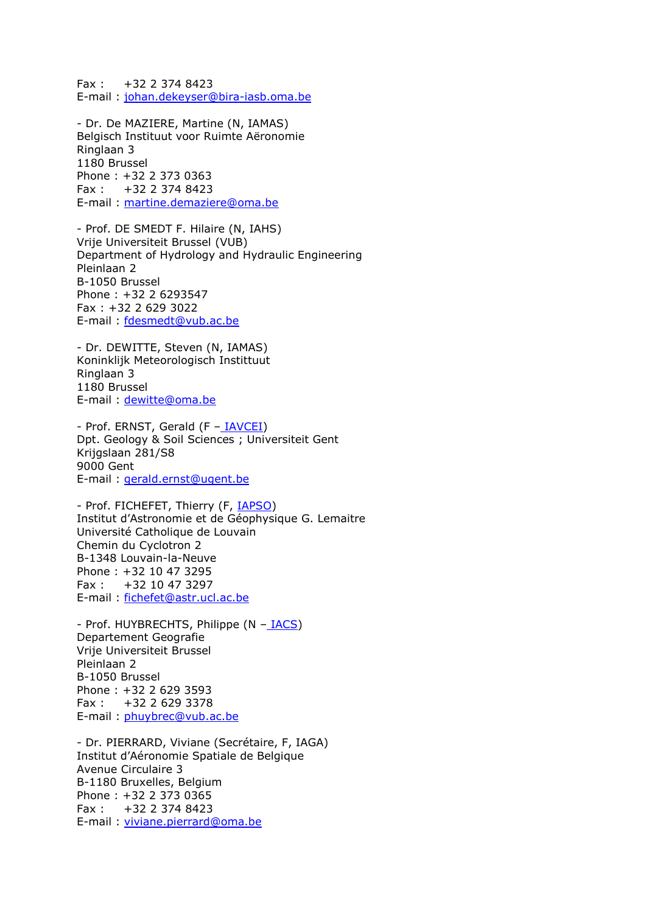Fax :     +32 2 374 8423
E-mail : johan.dekeyser@bira-iasb.oma.be

- Dr. De MAZIERE, Martine (N, IAMAS)
Belgisch Instituut voor Ruimte Aëronomie
Ringlaan 3
1180 Brussel
Phone : +32 2 373 0363
Fax :     +32 2 374 8423
E-mail : martine.demaziere@oma.be

- Prof. DE SMEDT F. Hilaire (N, IAHS)
Vrije Universiteit Brussel (VUB)
Department of Hydrology and Hydraulic Engineering
Pleinlaan 2
B-1050 Brussel
Phone : +32 2 6293547
Fax : +32 2 629 3022
E-mail : fdesmedt@vub.ac.be

- Dr. DEWITTE, Steven (N, IAMAS)
Koninklijk Meteorologisch Instituut
Ringlaan 3
1180 Brussel
E-mail : dewitte@oma.be

- Prof. ERNST, Gerald (F – IAVCEI)
Dpt. Geology & Soil Sciences ; Universiteit Gent
Krijgslaan 281/S8
9000 Gent
E-mail : gerald.ernst@ugent.be

- Prof. FICHEFET, Thierry (F, IAPSO)
Institut d'Astronomie et de Géophysique G. Lemaitre
Université Catholique de Louvain
Chemin du Cyclotron 2
B-1348 Louvain-la-Neuve
Phone : +32 10 47 3295
Fax :     +32 10 47 3297
E-mail : fichefet@astr.ucl.ac.be

- Prof. HUYBRECHTS, Philippe (N – IACS)
Departement Geografie
Vrije Universiteit Brussel
Pleinlaan 2
B-1050 Brussel
Phone : +32 2 629 3593
Fax :     +32 2 629 3378
E-mail : phuybrec@vub.ac.be

- Dr. PIERRARD, Viviane (Secrétaire, F, IAGA)
Institut d'Aéronomie Spatiale de Belgique
Avenue Circulaire 3
B-1180 Bruxelles, Belgium
Phone : +32 2 373 0365
Fax :     +32 2 374 8423
E-mail : viviane.pierrard@oma.be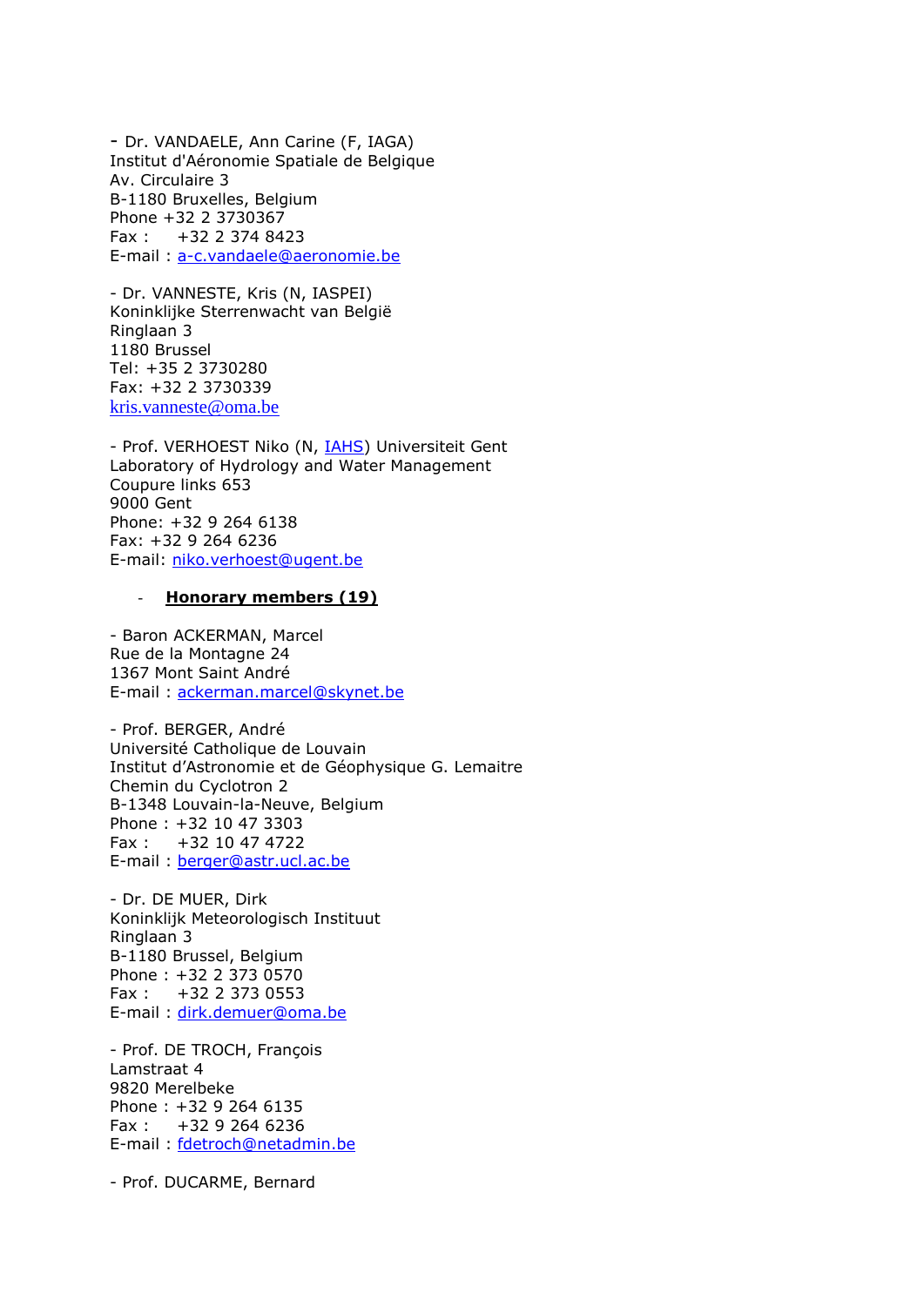- Dr. VANDAELE, Ann Carine (F, IAGA)
Institut d'Aéronomie Spatiale de Belgique
Av. Circulaire 3
B-1180 Bruxelles, Belgium
Phone +32 2 3730367
Fax : +32 2 374 8423
E-mail : a-c.vandaele@aeronomie.be

- Dr. VANNESTE, Kris (N, IASPEI)
Koninklijke Sterrenwacht van België
Ringlaan 3
1180 Brussel
Tel: +35 2 3730280
Fax: +32 2 3730339
kris.vanneste@oma.be

- Prof. VERHOEST Niko (N, IAHS) Universiteit Gent
Laboratory of Hydrology and Water Management
Coupure links 653
9000 Gent
Phone: +32 9 264 6138
Fax: +32 9 264 6236
E-mail: niko.verhoest@ugent.be

- **Honorary members (19)**

- Baron ACKERMAN, Marcel
Rue de la Montagne 24
1367 Mont Saint André
E-mail : ackerman.marcel@skynet.be

- Prof. BERGER, André
Université Catholique de Louvain
Institut d'Astronomie et de Géophysique G. Lemaitre
Chemin du Cyclotron 2
B-1348 Louvain-la-Neuve, Belgium
Phone : +32 10 47 3303
Fax : +32 10 47 4722
E-mail : berger@astr.ucl.ac.be

- Dr. DE MUER, Dirk
Koninklijk Meteorologisch Instituut
Ringlaan 3
B-1180 Brussel, Belgium
Phone : +32 2 373 0570
Fax : +32 2 373 0553
E-mail : dirk.demuer@oma.be

- Prof. DE TROCH, François
Lamstraat 4
9820 Merelbeke
Phone : +32 9 264 6135
Fax : +32 9 264 6236
E-mail : fdetroch@netadmin.be

- Prof. DUCARME, Bernard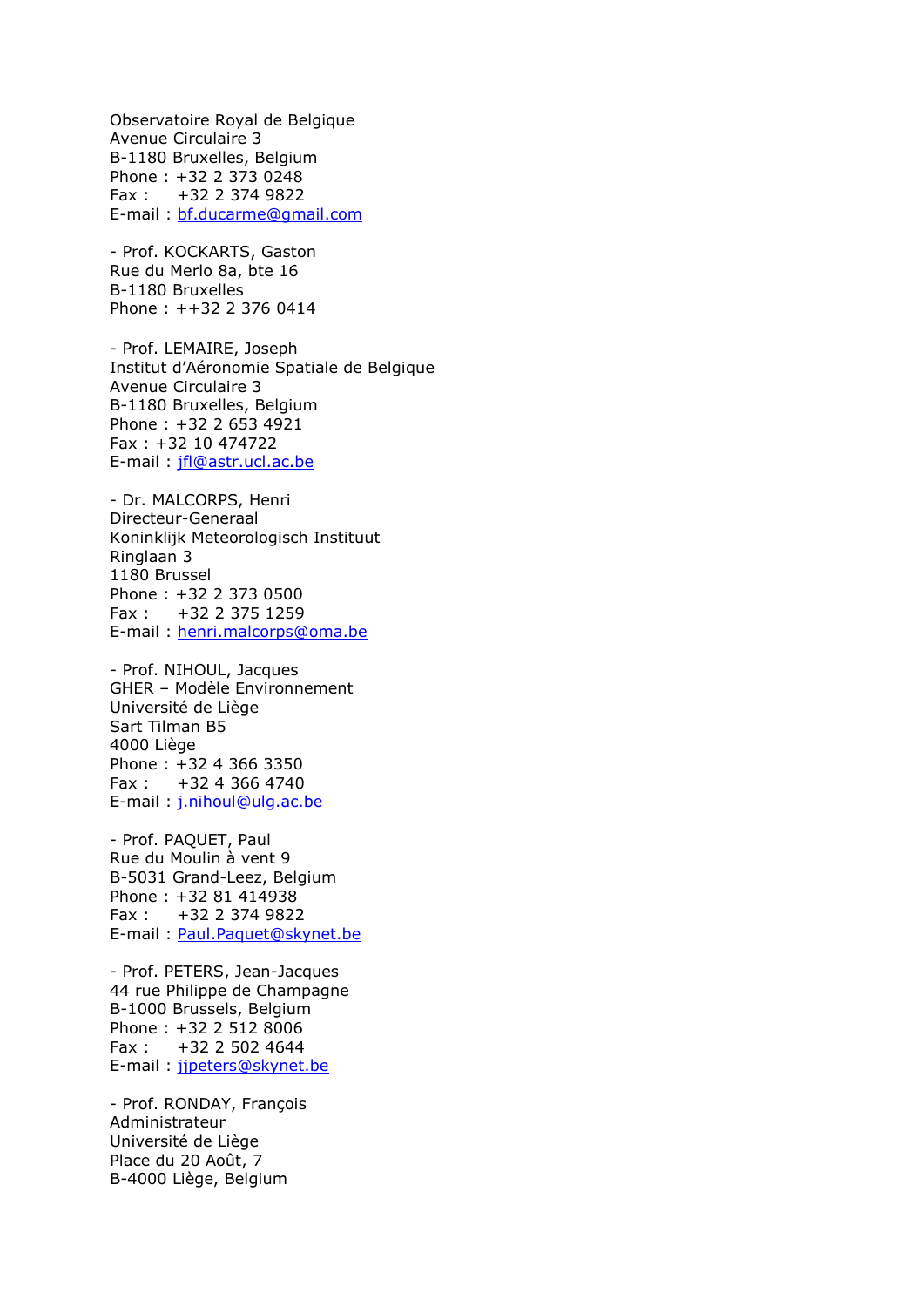Observatoire Royal de Belgique
Avenue Circulaire 3
B-1180 Bruxelles, Belgium
Phone : +32 2 373 0248
Fax : +32 2 374 9822
E-mail : bf.ducarme@gmail.com

- Prof. KOCKARTS, Gaston
Rue du Merlo 8a, bte 16
B-1180 Bruxelles
Phone : ++32 2 376 0414

- Prof. LEMAIRE, Joseph
Institut d'Aéronomie Spatiale de Belgique
Avenue Circulaire 3
B-1180 Bruxelles, Belgium
Phone : +32 2 653 4921
Fax : +32 10 474722
E-mail : jfl@astr.ucl.ac.be

- Dr. MALCORPS, Henri
Directeur-Generaal
Koninklijk Meteorologisch Instituut
Ringlaan 3
1180 Brussel
Phone : +32 2 373 0500
Fax : +32 2 375 1259
E-mail : henri.malcorps@oma.be

- Prof. NIHOUL, Jacques
GHER – Modèle Environnement
Université de Liège
Sart Tilman B5
4000 Liège
Phone : +32 4 366 3350
Fax : +32 4 366 4740
E-mail : j.nihoul@ulg.ac.be

- Prof. PAQUET, Paul
Rue du Moulin à vent 9
B-5031 Grand-Leez, Belgium
Phone : +32 81 414938
Fax : +32 2 374 9822
E-mail : Paul.Paquet@skynet.be

- Prof. PETERS, Jean-Jacques
44 rue Philippe de Champagne
B-1000 Brussels, Belgium
Phone : +32 2 512 8006
Fax : +32 2 502 4644
E-mail : jjpeters@skynet.be

- Prof. RONDAY, François
Administrateur
Université de Liège
Place du 20 Août, 7
B-4000 Liège, Belgium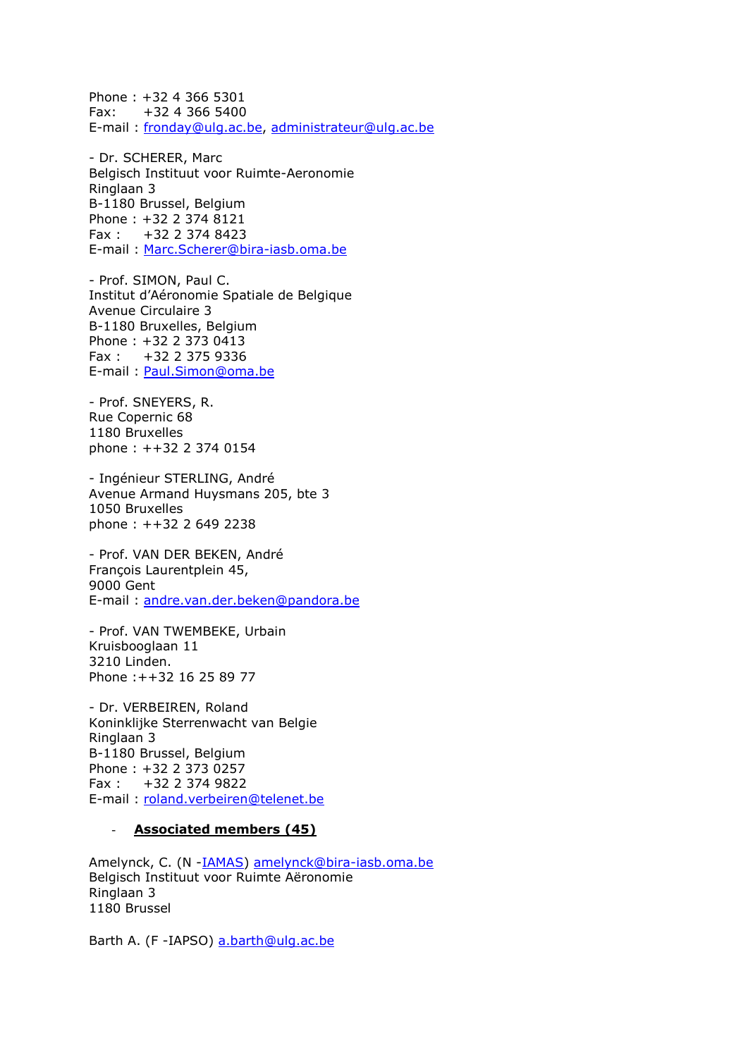Phone : +32 4 366 5301
Fax: +32 4 366 5400
E-mail : fronday@ulg.ac.be, administrateur@ulg.ac.be

- Dr. SCHERER, Marc
Belgisch Instituut voor Ruimte-Aeronomie
Ringlaan 3
B-1180 Brussel, Belgium
Phone : +32 2 374 8121
Fax : +32 2 374 8423
E-mail : Marc.Scherer@bira-iasb.oma.be

- Prof. SIMON, Paul C.
Institut d'Aéronomie Spatiale de Belgique
Avenue Circulaire 3
B-1180 Bruxelles, Belgium
Phone : +32 2 373 0413
Fax : +32 2 375 9336
E-mail : Paul.Simon@oma.be

- Prof. SNEYERS, R.
Rue Copernic 68
1180 Bruxelles
phone : ++32 2 374 0154

- Ingénieur STERLING, André
Avenue Armand Huysmans 205, bte 3
1050 Bruxelles
phone : ++32 2 649 2238

- Prof. VAN DER BEKEN, André
François Laurentplein 45,
9000 Gent
E-mail : andre.van.der.beken@pandora.be

- Prof. VAN TWEMBEKE, Urbain
Kruisbooglaan 11
3210 Linden.
Phone :++32 16 25 89 77

- Dr. VERBEIREN, Roland
Koninklijke Sterrenwacht van Belgie
Ringlaan 3
B-1180 Brussel, Belgium
Phone : +32 2 373 0257
Fax : +32 2 374 9822
E-mail : roland.verbeiren@telenet.be

- **Associated members (45)**

Amelynck, C. (N -IAMAS) amelynck@bira-iasb.oma.be
Belgisch Instituut voor Ruimte Aëronomie
Ringlaan 3
1180 Brussel

Barth A. (F -IAPSO) a.barth@ulg.ac.be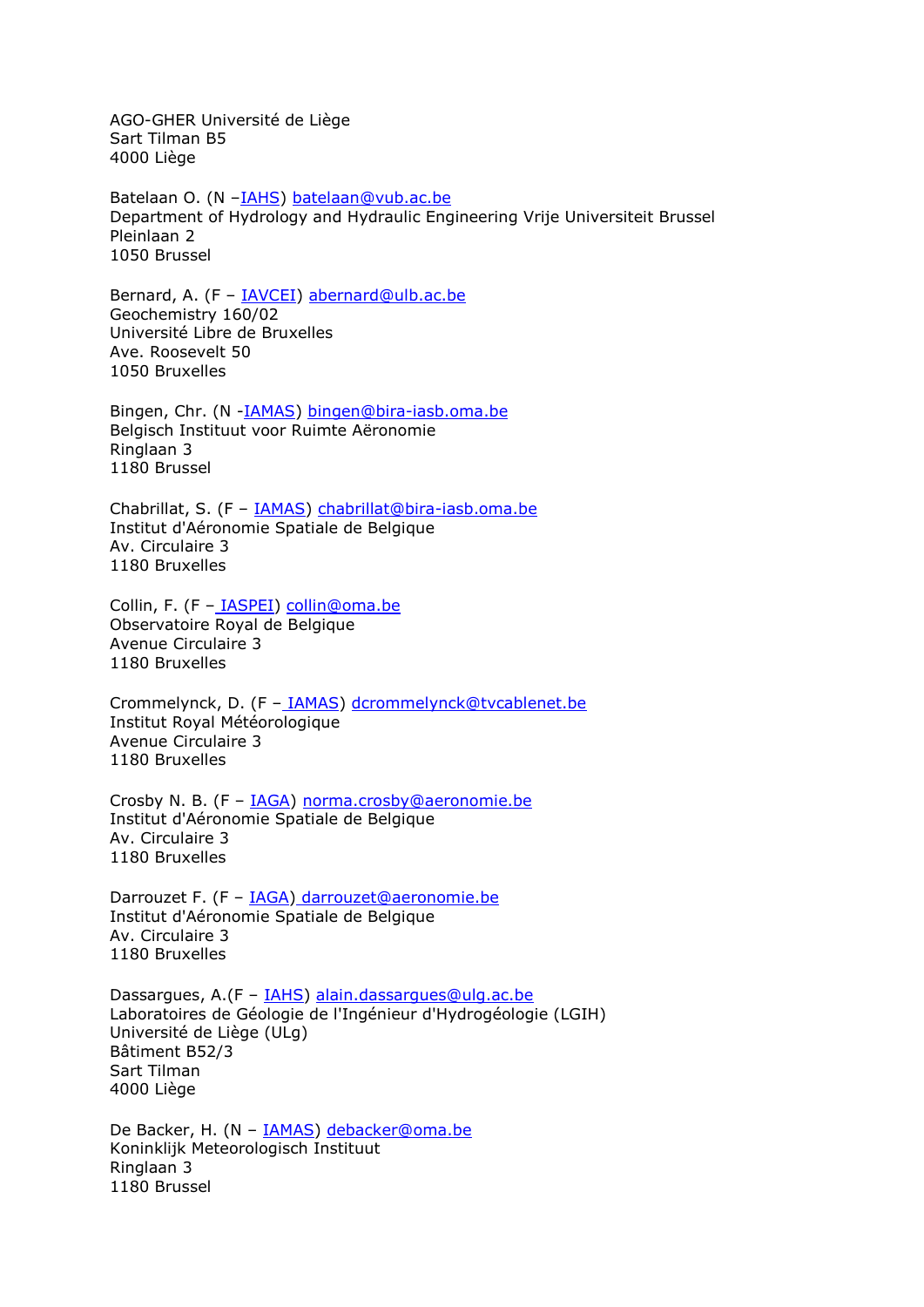AGO-GHER Université de Liège
Sart Tilman B5
4000 Liège

Batelaan O. (N –IAHS) batelaan@vub.ac.be
Department of Hydrology and Hydraulic Engineering Vrije Universiteit Brussel
Pleinlaan 2
1050 Brussel

Bernard, A. (F – IAVCEI) abernard@ulb.ac.be
Geochemistry 160/02
Université Libre de Bruxelles
Ave. Roosevelt 50
1050 Bruxelles

Bingen, Chr. (N -IAMAS) bingen@bira-iasb.oma.be
Belgisch Instituut voor Ruimte Aëronomie
Ringlaan 3
1180 Brussel

Chabrillat, S. (F – IAMAS) chabrillat@bira-iasb.oma.be
Institut d'Aéronomie Spatiale de Belgique
Av. Circulaire 3
1180 Bruxelles

Collin, F. (F – IASPEI) collin@oma.be
Observatoire Royal de Belgique
Avenue Circulaire 3
1180 Bruxelles

Crommelynck, D. (F – IAMAS) dcrommelynck@tvcablenet.be
Institut Royal Météorologique
Avenue Circulaire 3
1180 Bruxelles

Crosby N. B. (F – IAGA) norma.crosby@aeronomie.be
Institut d'Aéronomie Spatiale de Belgique
Av. Circulaire 3
1180 Bruxelles

Darrouzet F. (F – IAGA) darrouzet@aeronomie.be
Institut d'Aéronomie Spatiale de Belgique
Av. Circulaire 3
1180 Bruxelles

Dassargues, A.(F – IAHS) alain.dassargues@ulg.ac.be
Laboratoires de Géologie de l'Ingénieur d'Hydrogéologie (LGIH)
Université de Liège (ULg)
Bâtiment B52/3
Sart Tilman
4000 Liège

De Backer, H. (N – IAMAS) debacker@oma.be
Koninklijk Meteorologisch Instituut
Ringlaan 3
1180 Brussel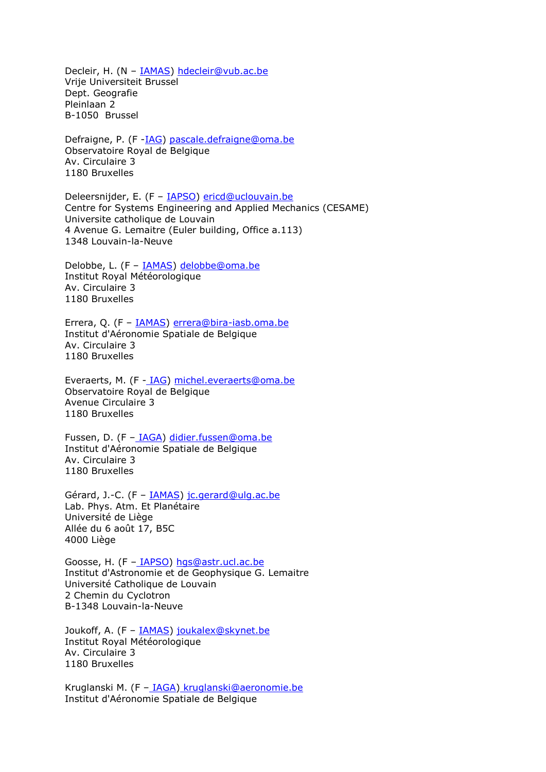Decleir, H. (N – IAMAS) hdecleir@vub.ac.be
Vrije Universiteit Brussel
Dept. Geografie
Pleinlaan 2
B-1050  Brussel

Defraigne, P. (F -IAG) pascale.defraigne@oma.be
Observatoire Royal de Belgique
Av. Circulaire 3
1180 Bruxelles

Deleersnijder, E. (F – IAPSO) ericd@uclouvain.be
Centre for Systems Engineering and Applied Mechanics (CESAME)
Universite catholique de Louvain
4 Avenue G. Lemaitre (Euler building, Office a.113)
1348 Louvain-la-Neuve

Delobbe, L. (F – IAMAS) delobbe@oma.be
Institut Royal Météorologique
Av. Circulaire 3
1180 Bruxelles

Errera, Q. (F – IAMAS) errera@bira-iasb.oma.be
Institut d'Aéronomie Spatiale de Belgique
Av. Circulaire 3
1180 Bruxelles

Everaerts, M. (F - IAG) michel.everaerts@oma.be
Observatoire Royal de Belgique
Avenue Circulaire 3
1180 Bruxelles

Fussen, D. (F – IAGA) didier.fussen@oma.be
Institut d'Aéronomie Spatiale de Belgique
Av. Circulaire 3
1180 Bruxelles

Gérard, J.-C. (F – IAMAS) jc.gerard@ulg.ac.be
Lab. Phys. Atm. Et Planétaire
Université de Liège
Allée du 6 août 17, B5C
4000 Liège

Goosse, H. (F – IAPSO) hgs@astr.ucl.ac.be
Institut d'Astronomie et de Geophysique G. Lemaitre
Université Catholique de Louvain
2 Chemin du Cyclotron
B-1348 Louvain-la-Neuve

Joukoff, A. (F – IAMAS) joukalex@skynet.be
Institut Royal Météorologique
Av. Circulaire 3
1180 Bruxelles

Kruglanski M. (F – IAGA) kruglanski@aeronomie.be
Institut d'Aéronomie Spatiale de Belgique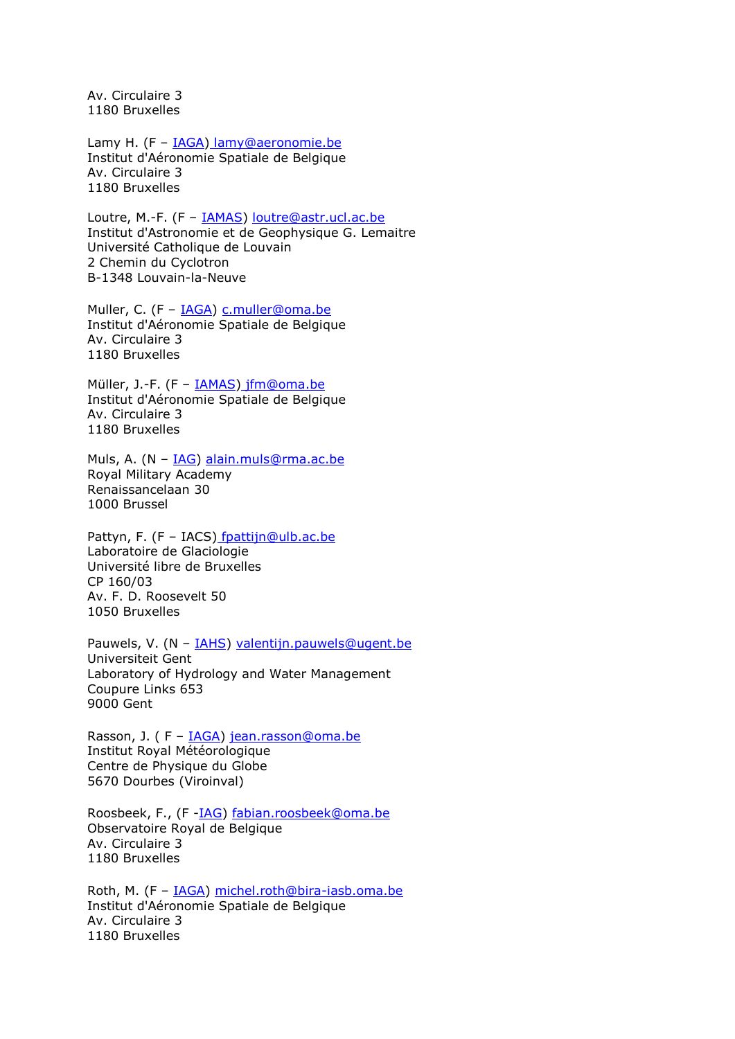Av. Circulaire 3
1180 Bruxelles

Lamy H. (F – IAGA) lamy@aeronomie.be
Institut d'Aéronomie Spatiale de Belgique
Av. Circulaire 3
1180 Bruxelles

Loutre, M.-F. (F – IAMAS) loutre@astr.ucl.ac.be
Institut d'Astronomie et de Geophysique G. Lemaitre
Université Catholique de Louvain
2 Chemin du Cyclotron
B-1348 Louvain-la-Neuve

Muller, C. (F – IAGA) c.muller@oma.be
Institut d'Aéronomie Spatiale de Belgique
Av. Circulaire 3
1180 Bruxelles

Müller, J.-F. (F – IAMAS) jfm@oma.be
Institut d'Aéronomie Spatiale de Belgique
Av. Circulaire 3
1180 Bruxelles

Muls, A. (N – IAG) alain.muls@rma.ac.be
Royal Military Academy
Renaissancelaan 30
1000 Brussel

Pattyn, F. (F – IACS) fpattijn@ulb.ac.be
Laboratoire de Glaciologie
Université libre de Bruxelles
CP 160/03
Av. F. D. Roosevelt 50
1050 Bruxelles

Pauwels, V. (N – IAHS) valentijn.pauwels@ugent.be
Universiteit Gent
Laboratory of Hydrology and Water Management
Coupure Links 653
9000 Gent

Rasson, J. ( F – IAGA) jean.rasson@oma.be
Institut Royal Météorologique
Centre de Physique du Globe
5670 Dourbes (Viroinval)

Roosbeek, F., (F -IAG) fabian.roosbeek@oma.be
Observatoire Royal de Belgique
Av. Circulaire 3
1180 Bruxelles

Roth, M. (F – IAGA) michel.roth@bira-iasb.oma.be
Institut d'Aéronomie Spatiale de Belgique
Av. Circulaire 3
1180 Bruxelles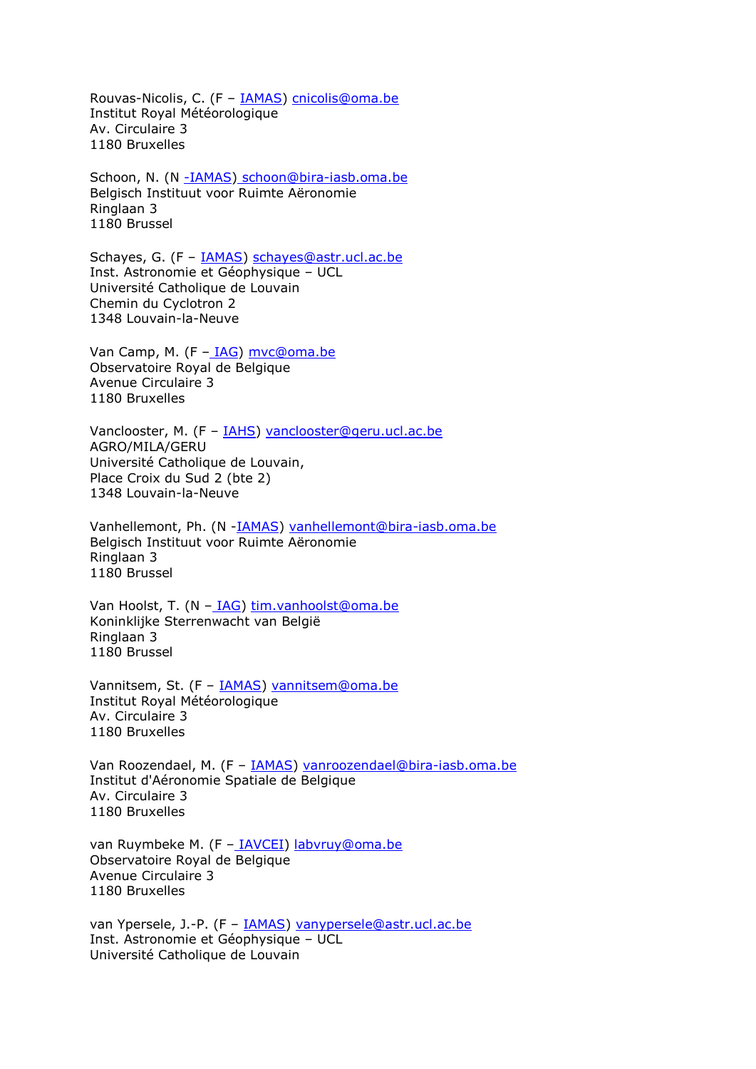Rouvas-Nicolis, C. (F – IAMAS) cnicolis@oma.be
Institut Royal Météorologique
Av. Circulaire 3
1180 Bruxelles

Schoon, N. (N -IAMAS) schoon@bira-iasb.oma.be
Belgisch Instituut voor Ruimte Aëronomie
Ringlaan 3
1180 Brussel

Schayes, G. (F – IAMAS) schayes@astr.ucl.ac.be
Inst. Astronomie et Géophysique – UCL
Université Catholique de Louvain
Chemin du Cyclotron 2
1348 Louvain-la-Neuve

Van Camp, M. (F – IAG) mvc@oma.be
Observatoire Royal de Belgique
Avenue Circulaire 3
1180 Bruxelles

Vanclooster, M. (F – IAHS) vanclooster@geru.ucl.ac.be
AGRO/MILA/GERU
Université Catholique de Louvain,
Place Croix du Sud 2 (bte 2)
1348 Louvain-la-Neuve

Vanhellemont, Ph. (N -IAMAS) vanhellemont@bira-iasb.oma.be
Belgisch Instituut voor Ruimte Aëronomie
Ringlaan 3
1180 Brussel

Van Hoolst, T. (N – IAG) tim.vanhoolst@oma.be
Koninklijke Sterrenwacht van België
Ringlaan 3
1180 Brussel

Vannitsem, St. (F – IAMAS) vannitsem@oma.be
Institut Royal Météorologique
Av. Circulaire 3
1180 Bruxelles

Van Roozendael, M. (F – IAMAS) vanroozendael@bira-iasb.oma.be
Institut d'Aéronomie Spatiale de Belgique
Av. Circulaire 3
1180 Bruxelles

van Ruymbeke M. (F – IAVCEI) labvruy@oma.be
Observatoire Royal de Belgique
Avenue Circulaire 3
1180 Bruxelles

van Ypersele, J.-P. (F – IAMAS) vanypersele@astr.ucl.ac.be
Inst. Astronomie et Géophysique – UCL
Université Catholique de Louvain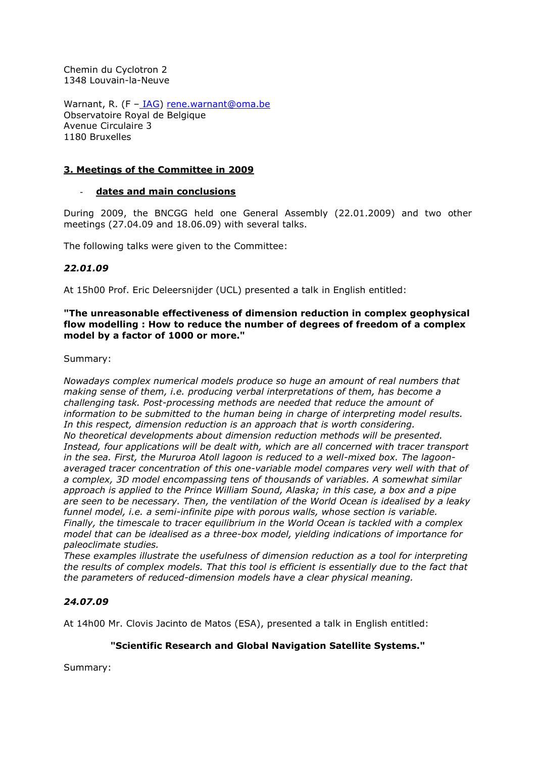Chemin du Cyclotron 2
1348 Louvain-la-Neuve

Warnant, R. (F – IAG) rene.warnant@oma.be
Observatoire Royal de Belgique
Avenue Circulaire 3
1180 Bruxelles

## 3. Meetings of the Committee in 2009

- **dates and main conclusions**

During 2009, the BNCGG held one General Assembly (22.01.2009) and two other meetings (27.04.09 and 18.06.09) with several talks.

The following talks were given to the Committee:

### *22.01.09*

At 15h00 Prof. Eric Deleersnijder (UCL) presented a talk in English entitled:

**"The unreasonable effectiveness of dimension reduction in complex geophysical flow modelling : How to reduce the number of degrees of freedom of a complex model by a factor of 1000 or more."**

Summary:

*Nowadays complex numerical models produce so huge an amount of real numbers that making sense of them, i.e. producing verbal interpretations of them, has become a challenging task. Post-processing methods are needed that reduce the amount of information to be submitted to the human being in charge of interpreting model results. In this respect, dimension reduction is an approach that is worth considering.*
*No theoretical developments about dimension reduction methods will be presented. Instead, four applications will be dealt with, which are all concerned with tracer transport in the sea. First, the Mururoa Atoll lagoon is reduced to a well-mixed box. The lagoon-averaged tracer concentration of this one-variable model compares very well with that of a complex, 3D model encompassing tens of thousands of variables. A somewhat similar approach is applied to the Prince William Sound, Alaska; in this case, a box and a pipe are seen to be necessary. Then, the ventilation of the World Ocean is idealised by a leaky funnel model, i.e. a semi-infinite pipe with porous walls, whose section is variable. Finally, the timescale to tracer equilibrium in the World Ocean is tackled with a complex model that can be idealised as a three-box model, yielding indications of importance for paleoclimate studies.*
*These examples illustrate the usefulness of dimension reduction as a tool for interpreting the results of complex models. That this tool is efficient is essentially due to the fact that the parameters of reduced-dimension models have a clear physical meaning.*

### *24.07.09*

At 14h00 Mr. Clovis Jacinto de Matos (ESA), presented a talk in English entitled:

**"Scientific Research and Global Navigation Satellite Systems."**

Summary: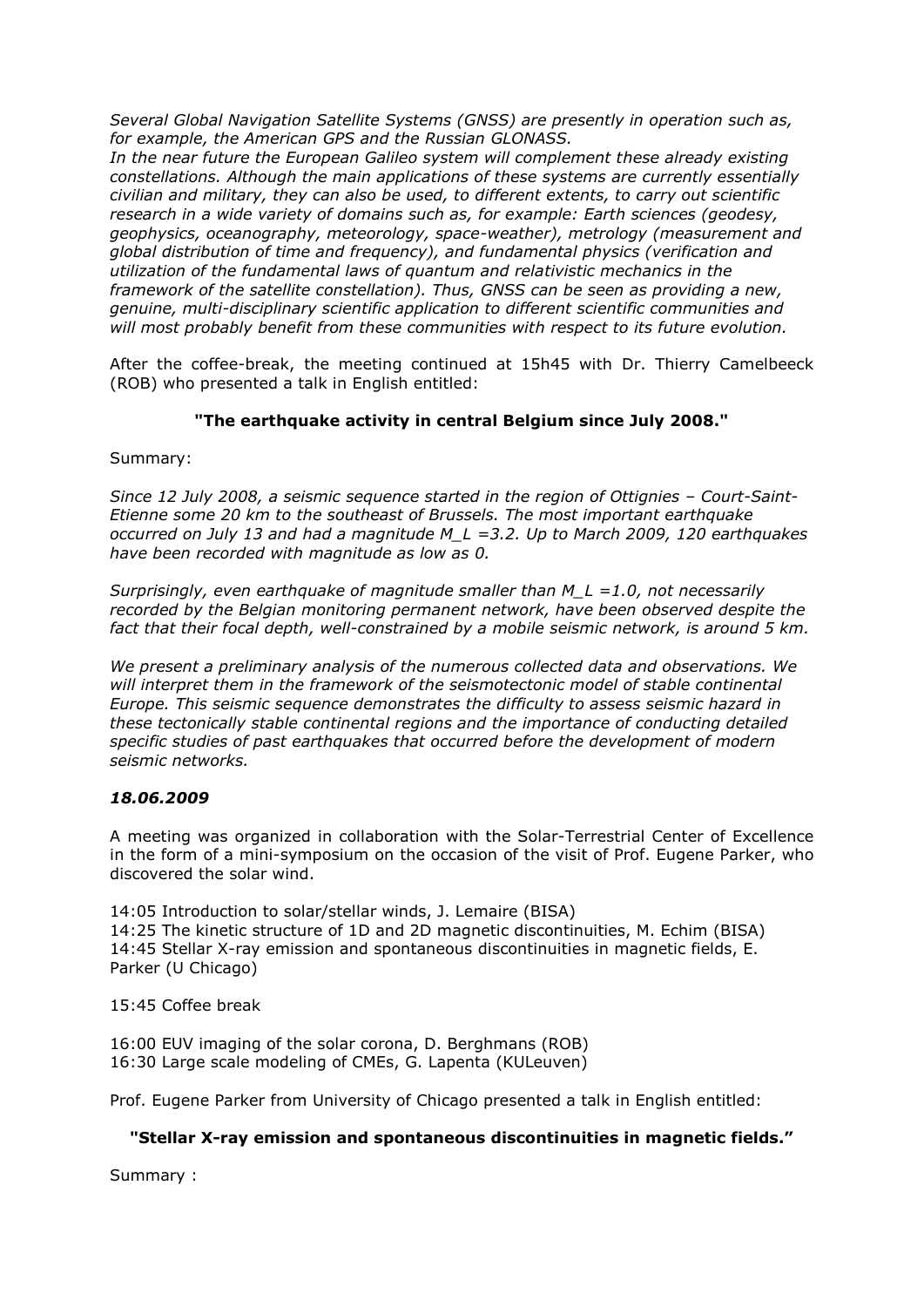*Several Global Navigation Satellite Systems (GNSS) are presently in operation such as, for example, the American GPS and the Russian GLONASS.*
*In the near future the European Galileo system will complement these already existing constellations. Although the main applications of these systems are currently essentially civilian and military, they can also be used, to different extents, to carry out scientific research in a wide variety of domains such as, for example: Earth sciences (geodesy, geophysics, oceanography, meteorology, space-weather), metrology (measurement and global distribution of time and frequency), and fundamental physics (verification and utilization of the fundamental laws of quantum and relativistic mechanics in the framework of the satellite constellation). Thus, GNSS can be seen as providing a new, genuine, multi-disciplinary scientific application to different scientific communities and will most probably benefit from these communities with respect to its future evolution.*

After the coffee-break, the meeting continued at 15h45 with Dr. Thierry Camelbeeck (ROB) who presented a talk in English entitled:

**"The earthquake activity in central Belgium since July 2008."**

Summary:

*Since 12 July 2008, a seismic sequence started in the region of Ottignies – Court-Saint-Etienne some 20 km to the southeast of Brussels. The most important earthquake occurred on July 13 and had a magnitude $M_L = 3.2$. Up to March 2009, 120 earthquakes have been recorded with magnitude as low as 0.*

*Surprisingly, even earthquake of magnitude smaller than $M_L = 1.0$, not necessarily recorded by the Belgian monitoring permanent network, have been observed despite the fact that their focal depth, well-constrained by a mobile seismic network, is around 5 km.*

*We present a preliminary analysis of the numerous collected data and observations. We will interpret them in the framework of the seismotectonic model of stable continental Europe. This seismic sequence demonstrates the difficulty to assess seismic hazard in these tectonically stable continental regions and the importance of conducting detailed specific studies of past earthquakes that occurred before the development of modern seismic networks.*

### *18.06.2009*

A meeting was organized in collaboration with the Solar-Terrestrial Center of Excellence in the form of a mini-symposium on the occasion of the visit of Prof. Eugene Parker, who discovered the solar wind.

14:05 Introduction to solar/stellar winds, J. Lemaire (BISA)
14:25 The kinetic structure of 1D and 2D magnetic discontinuities, M. Echim (BISA)
14:45 Stellar X-ray emission and spontaneous discontinuities in magnetic fields, E. Parker (U Chicago)

15:45 Coffee break

16:00 EUV imaging of the solar corona, D. Berghmans (ROB)
16:30 Large scale modeling of CMEs, G. Lapenta (KULeuven)

Prof. Eugene Parker from University of Chicago presented a talk in English entitled:

**"Stellar X-ray emission and spontaneous discontinuities in magnetic fields."**

Summary :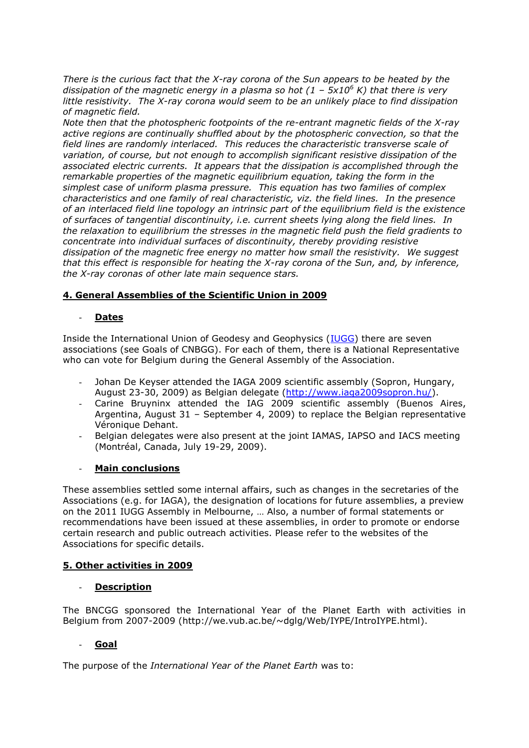*There is the curious fact that the X-ray corona of the Sun appears to be heated by the dissipation of the magnetic energy in a plasma so hot ($1 - 5x10^6$ K) that there is very little resistivity. The X-ray corona would seem to be an unlikely place to find dissipation of magnetic field.*
*Note then that the photospheric footpoints of the re-entrant magnetic fields of the X-ray active regions are continually shuffled about by the photospheric convection, so that the field lines are randomly interlaced. This reduces the characteristic transverse scale of variation, of course, but not enough to accomplish significant resistive dissipation of the associated electric currents. It appears that the dissipation is accomplished through the remarkable properties of the magnetic equilibrium equation, taking the form in the simplest case of uniform plasma pressure. This equation has two families of complex characteristics and one family of real characteristic, viz. the field lines. In the presence of an interlaced field line topology an intrinsic part of the equilibrium field is the existence of surfaces of tangential discontinuity, i.e. current sheets lying along the field lines. In the relaxation to equilibrium the stresses in the magnetic field push the field gradients to concentrate into individual surfaces of discontinuity, thereby providing resistive dissipation of the magnetic free energy no matter how small the resistivity. We suggest that this effect is responsible for heating the X-ray corona of the Sun, and, by inference, the X-ray coronas of other late main sequence stars.*

## 4. General Assemblies of the Scientific Union in 2009

- **Dates**

Inside the International Union of Geodesy and Geophysics (IUGG) there are seven associations (see Goals of CNBGG). For each of them, there is a National Representative who can vote for Belgium during the General Assembly of the Association.

- Johan De Keyser attended the IAGA 2009 scientific assembly (Sopron, Hungary, August 23-30, 2009) as Belgian delegate (http://www.iaga2009sopron.hu/).
- Carine Bruyninx attended the IAG 2009 scientific assembly (Buenos Aires, Argentina, August 31 – September 4, 2009) to replace the Belgian representative Véronique Dehant.
- Belgian delegates were also present at the joint IAMAS, IAPSO and IACS meeting (Montréal, Canada, July 19-29, 2009).

- **Main conclusions**

These assemblies settled some internal affairs, such as changes in the secretaries of the Associations (e.g. for IAGA), the designation of locations for future assemblies, a preview on the 2011 IUGG Assembly in Melbourne, … Also, a number of formal statements or recommendations have been issued at these assemblies, in order to promote or endorse certain research and public outreach activities. Please refer to the websites of the Associations for specific details.

## 5. Other activities in 2009

- **Description**

The BNCGG sponsored the International Year of the Planet Earth with activities in Belgium from 2007-2009 (http://we.vub.ac.be/~dglg/Web/IYPE/IntroIYPE.html).

- **Goal**

The purpose of the *International Year of the Planet Earth* was to: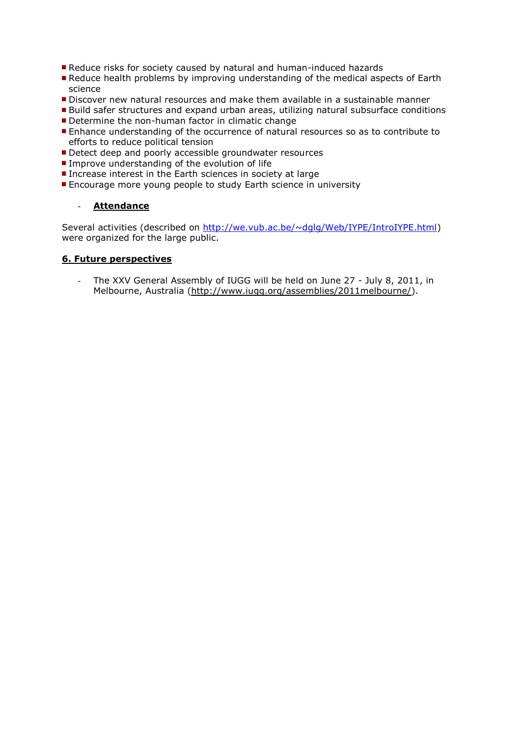- Reduce risks for society caused by natural and human-induced hazards
- Reduce health problems by improving understanding of the medical aspects of Earth science
- Discover new natural resources and make them available in a sustainable manner
- Build safer structures and expand urban areas, utilizing natural subsurface conditions
- Determine the non-human factor in climatic change
- Enhance understanding of the occurrence of natural resources so as to contribute to efforts to reduce political tension
- Detect deep and poorly accessible groundwater resources
- Improve understanding of the evolution of life
- Increase interest in the Earth sciences in society at large
- Encourage more young people to study Earth science in university

- **Attendance**

Several activities (described on http://we.vub.ac.be/~dglg/Web/IYPE/IntroIYPE.html) were organized for the large public.

## 6. Future perspectives

- The XXV General Assembly of IUGG will be held on June 27 - July 8, 2011, in Melbourne, Australia (http://www.iugg.org/assemblies/2011melbourne/).